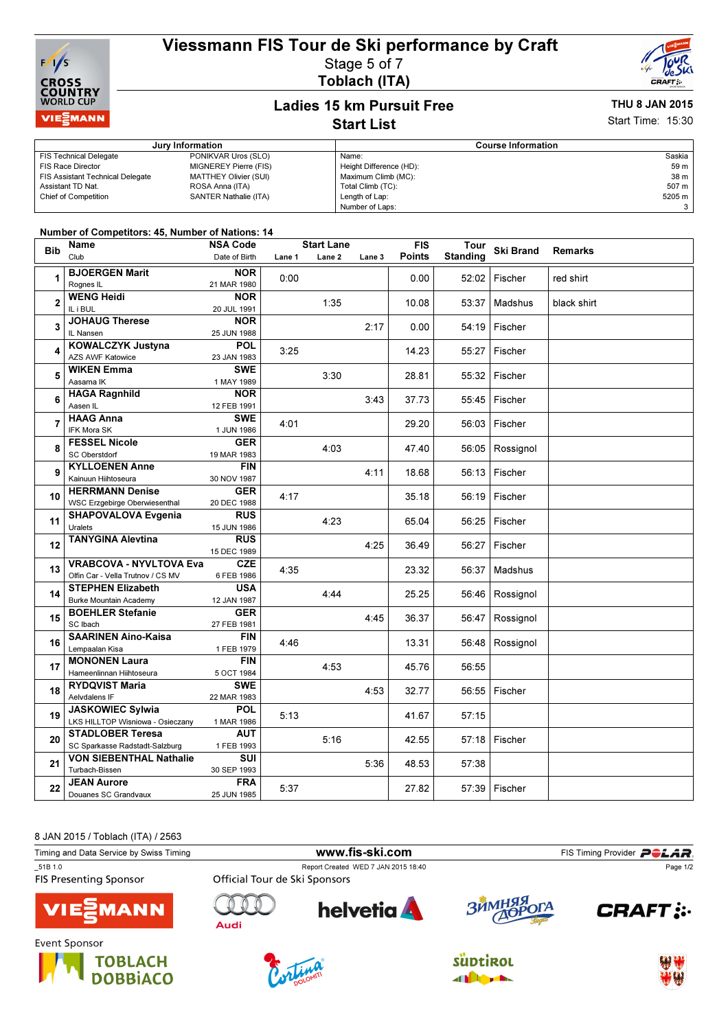# Viessmann FIS Tour de Ski performance by Craft

Stage 5 of 7

**Toblach (ITA)**

## Ladies 15 km Pursuit Free

## Start List

**THU 8 JAN 2015**

Start Time: 15:30

| Jury Information | | Course Information | |
|---|---|---|---|
| FIS Technical Delegate | PONIKVAR Uros (SLO) | Name: | Saskia |
| FIS Race Director | MIGNEREY Pierre (FIS) | Height Difference (HD): | 59 m |
| FIS Assistant Technical Delegate | MATTHEY Olivier (SUI) | Maximum Climb (MC): | 38 m |
| Assistant TD Nat. | ROSA Anna (ITA) | Total Climb (TC): | 507 m |
| Chief of Competition | SANTER Nathalie (ITA) | Length of Lap: | 5205 m |
| | | Number of Laps: | 3 |

**Number of Competitors: 45, Number of Nations: 14**

| Bib | Name / Club | NSA Code / Date of Birth | Start Lane 1 | Start Lane 2 | Start Lane 3 | FIS Points | Tour Standing | Ski Brand | Remarks |
|---|---|---|---|---|---|---|---|---|---|
| 1 | **BJOERGEN Marit** Rognes IL | **NOR** 21 MAR 1980 | 0:00 | | | 0.00 | 52:02 | Fischer | red shirt |
| 2 | **WENG Heidi** IL i BUL | **NOR** 20 JUL 1991 | | 1:35 | | 10.08 | 53:37 | Madshus | black shirt |
| 3 | **JOHAUG Therese** IL Nansen | **NOR** 25 JUN 1988 | | | 2:17 | 0.00 | 54:19 | Fischer | |
| 4 | **KOWALCZYK Justyna** AZS AWF Katowice | **POL** 23 JAN 1983 | 3:25 | | | 14.23 | 55:27 | Fischer | |
| 5 | **WIKEN Emma** Aasama IK | **SWE** 1 MAY 1989 | | 3:30 | | 28.81 | 55:32 | Fischer | |
| 6 | **HAGA Ragnhild** Aasen IL | **NOR** 12 FEB 1991 | | | 3:43 | 37.73 | 55:45 | Fischer | |
| 7 | **HAAG Anna** IFK Mora SK | **SWE** 1 JUN 1986 | 4:01 | | | 29.20 | 56:03 | Fischer | |
| 8 | **FESSEL Nicole** SC Oberstdorf | **GER** 19 MAR 1983 | | 4:03 | | 47.40 | 56:05 | Rossignol | |
| 9 | **KYLLOENEN Anne** Kainuun Hiihtoseura | **FIN** 30 NOV 1987 | | | 4:11 | 18.68 | 56:13 | Fischer | |
| 10 | **HERRMANN Denise** WSC Erzgebirge Oberwiesenthal | **GER** 20 DEC 1988 | 4:17 | | | 35.18 | 56:19 | Fischer | |
| 11 | **SHAPOVALOVA Evgenia** Uralets | **RUS** 15 JUN 1986 | | 4:23 | | 65.04 | 56:25 | Fischer | |
| 12 | **TANYGINA Alevtina** | **RUS** 15 DEC 1989 | | | 4:25 | 36.49 | 56:27 | Fischer | |
| 13 | **VRABCOVA - NYVLTOVA Eva** Olfin Car - Vella Trutnov / CS MV | **CZE** 6 FEB 1986 | 4:35 | | | 23.32 | 56:37 | Madshus | |
| 14 | **STEPHEN Elizabeth** Burke Mountain Academy | **USA** 12 JAN 1987 | | 4:44 | | 25.25 | 56:46 | Rossignol | |
| 15 | **BOEHLER Stefanie** SC Ibach | **GER** 27 FEB 1981 | | | 4:45 | 36.37 | 56:47 | Rossignol | |
| 16 | **SAARINEN Aino-Kaisa** Lempaalan Kisa | **FIN** 1 FEB 1979 | 4:46 | | | 13.31 | 56:48 | Rossignol | |
| 17 | **MONONEN Laura** Hameenlinnan Hiihtoseura | **FIN** 5 OCT 1984 | | 4:53 | | 45.76 | 56:55 | | |
| 18 | **RYDQVIST Maria** Aelvdalens IF | **SWE** 22 MAR 1983 | | | 4:53 | 32.77 | 56:55 | Fischer | |
| 19 | **JASKOWIEC Sylwia** LKS HILLTOP Wisniowa - Osieczany | **POL** 1 MAR 1986 | 5:13 | | | 41.67 | 57:15 | | |
| 20 | **STADLOBER Teresa** SC Sparkasse Radstadt-Salzburg | **AUT** 1 FEB 1993 | | 5:16 | | 42.55 | 57:18 | Fischer | |
| 21 | **VON SIEBENTHAL Nathalie** Turbach-Bissen | **SUI** 30 SEP 1993 | | | 5:36 | 48.53 | 57:38 | | |
| 22 | **JEAN Aurore** Douanes SC Grandvaux | **FRA** 25 JUN 1985 | 5:37 | | | 27.82 | 57:39 | Fischer | |

8 JAN 2015 / Toblach (ITA) / 2563

Timing and Data Service by Swiss Timing — www.fis-ski.com — FIS Timing Provider POLAR

_51B 1.0 — Report Created WED 7 JAN 2015 18:40

FIS Presenting Sponsor — Official Tour de Ski Sponsors

Event Sponsor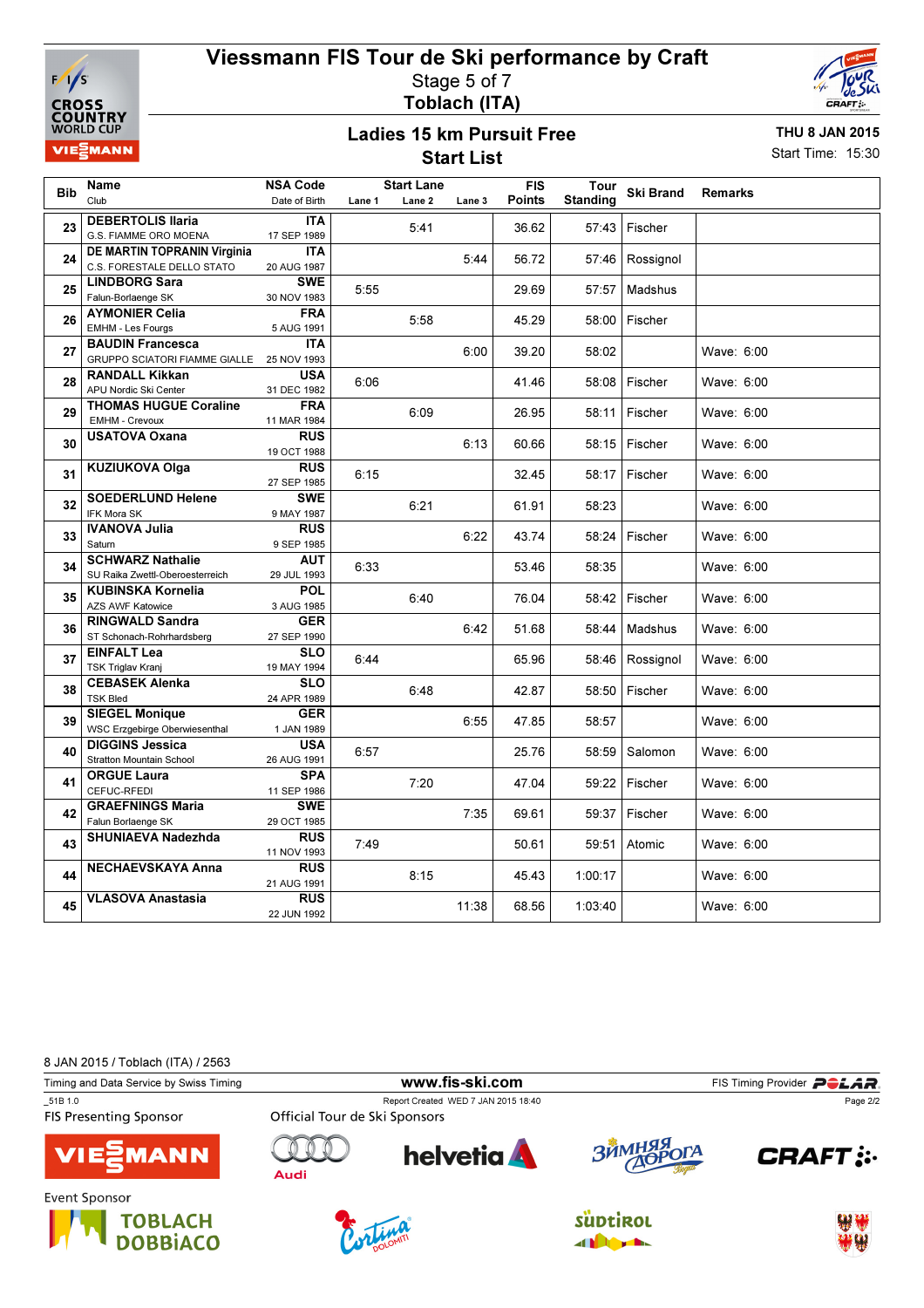# Viessmann FIS Tour de Ski performance by Craft

Stage 5 of 7

Toblach (ITA)

## Ladies 15 km Pursuit Free

## Start List

THU 8 JAN 2015

Start Time: 15:30

| Bib | Name / Club | NSA Code / Date of Birth | Start Lane: Lane 1 | Lane 2 | Lane 3 | FIS Points | Tour Standing | Ski Brand | Remarks |
|---|---|---|---|---|---|---|---|---|---|
| 23 | DEBERTOLIS Ilaria / G.S. FIAMME ORO MOENA | ITA / 17 SEP 1989 | | 5:41 | | 36.62 | 57:43 | Fischer | |
| 24 | DE MARTIN TOPRANIN Virginia / C.S. FORESTALE DELLO STATO | ITA / 20 AUG 1987 | | | 5:44 | 56.72 | 57:46 | Rossignol | |
| 25 | LINDBORG Sara / Falun-Borlaenge SK | SWE / 30 NOV 1983 | 5:55 | | | 29.69 | 57:57 | Madshus | |
| 26 | AYMONIER Celia / EMHM - Les Fourgs | FRA / 5 AUG 1991 | | 5:58 | | 45.29 | 58:00 | Fischer | |
| 27 | BAUDIN Francesca / GRUPPO SCIATORI FIAMME GIALLE | ITA / 25 NOV 1993 | | | 6:00 | 39.20 | 58:02 | | Wave: 6:00 |
| 28 | RANDALL Kikkan / APU Nordic Ski Center | USA / 31 DEC 1982 | 6:06 | | | 41.46 | 58:08 | Fischer | Wave: 6:00 |
| 29 | THOMAS HUGUE Coraline / EMHM - Crevoux | FRA / 11 MAR 1984 | | 6:09 | | 26.95 | 58:11 | Fischer | Wave: 6:00 |
| 30 | USATOVA Oxana | RUS / 19 OCT 1988 | | | 6:13 | 60.66 | 58:15 | Fischer | Wave: 6:00 |
| 31 | KUZIUKOVA Olga | RUS / 27 SEP 1985 | 6:15 | | | 32.45 | 58:17 | Fischer | Wave: 6:00 |
| 32 | SOEDERLUND Helene / IFK Mora SK | SWE / 9 MAY 1987 | | 6:21 | | 61.91 | 58:23 | | Wave: 6:00 |
| 33 | IVANOVA Julia / Saturn | RUS / 9 SEP 1985 | | | 6:22 | 43.74 | 58:24 | Fischer | Wave: 6:00 |
| 34 | SCHWARZ Nathalie / SU Raika Zwettl-Oberoesterreich | AUT / 29 JUL 1993 | 6:33 | | | 53.46 | 58:35 | | Wave: 6:00 |
| 35 | KUBINSKA Kornelia / AZS AWF Katowice | POL / 3 AUG 1985 | | 6:40 | | 76.04 | 58:42 | Fischer | Wave: 6:00 |
| 36 | RINGWALD Sandra / ST Schonach-Rohrhardsberg | GER / 27 SEP 1990 | | | 6:42 | 51.68 | 58:44 | Madshus | Wave: 6:00 |
| 37 | EINFALT Lea / TSK Triglav Kranj | SLO / 19 MAY 1994 | 6:44 | | | 65.96 | 58:46 | Rossignol | Wave: 6:00 |
| 38 | CEBASEK Alenka / TSK Bled | SLO / 24 APR 1989 | | 6:48 | | 42.87 | 58:50 | Fischer | Wave: 6:00 |
| 39 | SIEGEL Monique / WSC Erzgebirge Oberwiesenthal | GER / 1 JAN 1989 | | | 6:55 | 47.85 | 58:57 | | Wave: 6:00 |
| 40 | DIGGINS Jessica / Stratton Mountain School | USA / 26 AUG 1991 | 6:57 | | | 25.76 | 58:59 | Salomon | Wave: 6:00 |
| 41 | ORGUE Laura / CEFUC-RFEDI | SPA / 11 SEP 1986 | | 7:20 | | 47.04 | 59:22 | Fischer | Wave: 6:00 |
| 42 | GRAEFNINGS Maria / Falun Borlaenge SK | SWE / 29 OCT 1985 | | | 7:35 | 69.61 | 59:37 | Fischer | Wave: 6:00 |
| 43 | SHUNIAEVA Nadezhda | RUS / 11 NOV 1993 | 7:49 | | | 50.61 | 59:51 | Atomic | Wave: 6:00 |
| 44 | NECHAEVSKAYA Anna | RUS / 21 AUG 1991 | | 8:15 | | 45.43 | 1:00:17 | | Wave: 6:00 |
| 45 | VLASOVA Anastasia | RUS / 22 JUN 1992 | | | 11:38 | 68.56 | 1:03:40 | | Wave: 6:00 |

8 JAN 2015 / Toblach (ITA) / 2563

Timing and Data Service by Swiss Timing — www.fis-ski.com — FIS Timing Provider POLAR

_51B 1.0 — Report Created WED 7 JAN 2015 18:40

FIS Presenting Sponsor: VIESSMANN

Official Tour de Ski Sponsors: Audi, helvetia, ЗИМНЯЯ ДОРОГА, CRAFT

Event Sponsor: TOBLACH DOBBIACO, Cortina Dolomiti, Südtirol